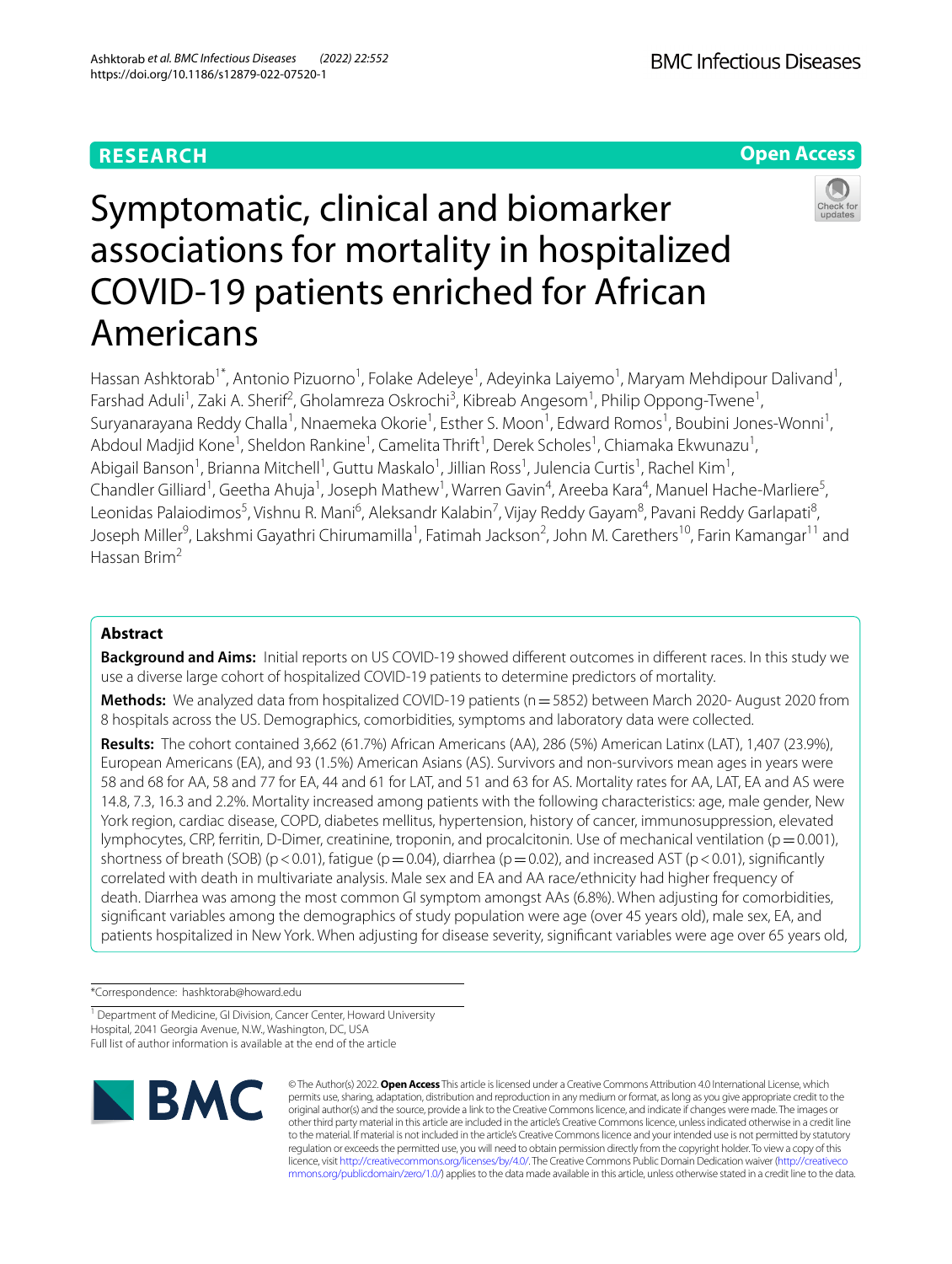RESEARCH

Open Access

# Symptomatic, clinical and biomarker associations for mortality in hospitalized COVID-19 patients enriched for African Americans

Hassan Ashktorab[1*], Antonio Pizuorno[1], Folake Adeleye[1], Adeyinka Laiyemo[1], Maryam Mehdipour Dalivand[1], Farshad Aduli[1], Zaki A. Sherif[2], Gholamreza Oskrochi[3], Kibreab Angesom[1], Philip Oppong-Twene[1], Suryanarayana Reddy Challa[1], Nnaemeka Okorie[1], Esther S. Moon[1], Edward Romos[1], Boubini Jones-Wonni[1], Abdoul Madjid Kone[1], Sheldon Rankine[1], Camelita Thrift[1], Derek Scholes[1], Chiamaka Ekwunazu[1], Abigail Banson[1], Brianna Mitchell[1], Guttu Maskalo[1], Jillian Ross[1], Julencia Curtis[1], Rachel Kim[1], Chandler Gilliard[1], Geetha Ahuja[1], Joseph Mathew[1], Warren Gavin[4], Areeba Kara[4], Manuel Hache-Marliere[5], Leonidas Palaiodimos[5], Vishnu R. Mani[6], Aleksandr Kalabin[7], Vijay Reddy Gayam[8], Pavani Reddy Garlapati[8], Joseph Miller[9], Lakshmi Gayathri Chirumamilla[1], Fatimah Jackson[2], John M. Carethers[10], Farin Kamangar[11] and Hassan Brim[2]

## Abstract

**Background and Aims:** Initial reports on US COVID-19 showed different outcomes in different races. In this study we use a diverse large cohort of hospitalized COVID-19 patients to determine predictors of mortality.

**Methods:** We analyzed data from hospitalized COVID-19 patients (n = 5852) between March 2020- August 2020 from 8 hospitals across the US. Demographics, comorbidities, symptoms and laboratory data were collected.

**Results:** The cohort contained 3,662 (61.7%) African Americans (AA), 286 (5%) American Latinx (LAT), 1,407 (23.9%), European Americans (EA), and 93 (1.5%) American Asians (AS). Survivors and non-survivors mean ages in years were 58 and 68 for AA, 58 and 77 for EA, 44 and 61 for LAT, and 51 and 63 for AS. Mortality rates for AA, LAT, EA and AS were 14.8, 7.3, 16.3 and 2.2%. Mortality increased among patients with the following characteristics: age, male gender, New York region, cardiac disease, COPD, diabetes mellitus, hypertension, history of cancer, immunosuppression, elevated lymphocytes, CRP, ferritin, D-Dimer, creatinine, troponin, and procalcitonin. Use of mechanical ventilation ($p = 0.001$), shortness of breath (SOB) ($p < 0.01$), fatigue ($p = 0.04$), diarrhea ($p = 0.02$), and increased AST ($p < 0.01$), significantly correlated with death in multivariate analysis. Male sex and EA and AA race/ethnicity had higher frequency of death. Diarrhea was among the most common GI symptom amongst AAs (6.8%). When adjusting for comorbidities, significant variables among the demographics of study population were age (over 45 years old), male sex, EA, and patients hospitalized in New York. When adjusting for disease severity, significant variables were age over 65 years old,

*Correspondence: hashktorab@howard.edu

[1] Department of Medicine, GI Division, Cancer Center, Howard University Hospital, 2041 Georgia Avenue, N.W., Washington, DC, USA
Full list of author information is available at the end of the article

© The Author(s) 2022. **Open Access** This article is licensed under a Creative Commons Attribution 4.0 International License, which permits use, sharing, adaptation, distribution and reproduction in any medium or format, as long as you give appropriate credit to the original author(s) and the source, provide a link to the Creative Commons licence, and indicate if changes were made. The images or other third party material in this article are included in the article's Creative Commons licence, unless indicated otherwise in a credit line to the material. If material is not included in the article's Creative Commons licence and your intended use is not permitted by statutory regulation or exceeds the permitted use, you will need to obtain permission directly from the copyright holder. To view a copy of this licence, visit http://creativecommons.org/licenses/by/4.0/. The Creative Commons Public Domain Dedication waiver (http://creativecommons.org/publicdomain/zero/1.0/) applies to the data made available in this article, unless otherwise stated in a credit line to the data.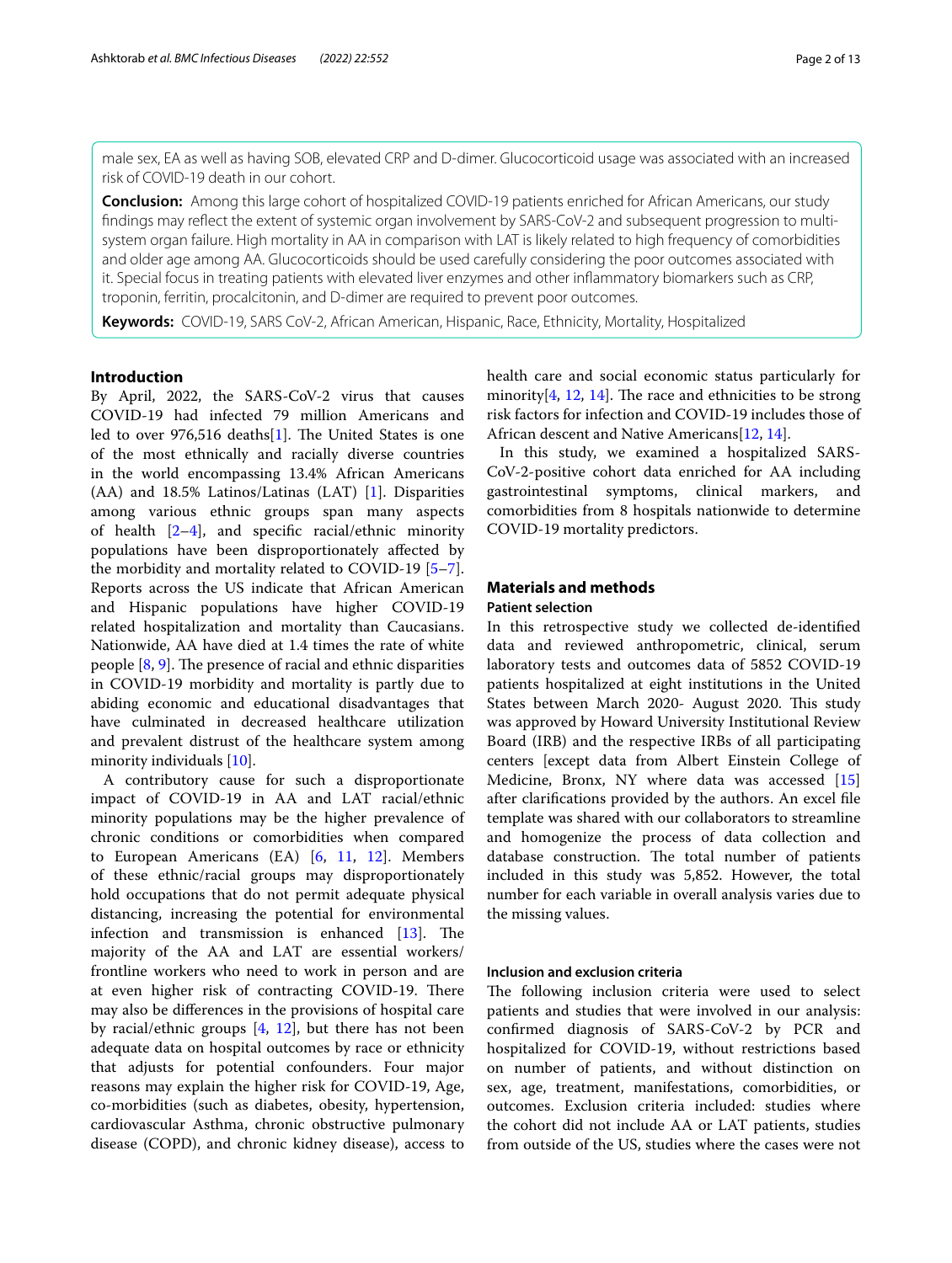male sex, EA as well as having SOB, elevated CRP and D-dimer. Glucocorticoid usage was associated with an increased risk of COVID-19 death in our cohort.

**Conclusion:** Among this large cohort of hospitalized COVID-19 patients enriched for African Americans, our study findings may reflect the extent of systemic organ involvement by SARS-CoV-2 and subsequent progression to multi-system organ failure. High mortality in AA in comparison with LAT is likely related to high frequency of comorbidities and older age among AA. Glucocorticoids should be used carefully considering the poor outcomes associated with it. Special focus in treating patients with elevated liver enzymes and other inflammatory biomarkers such as CRP, troponin, ferritin, procalcitonin, and D-dimer are required to prevent poor outcomes.

**Keywords:** COVID-19, SARS CoV-2, African American, Hispanic, Race, Ethnicity, Mortality, Hospitalized

## Introduction

By April, 2022, the SARS-CoV-2 virus that causes COVID-19 had infected 79 million Americans and led to over 976,516 deaths[1]. The United States is one of the most ethnically and racially diverse countries in the world encompassing 13.4% African Americans (AA) and 18.5% Latinos/Latinas (LAT) [1]. Disparities among various ethnic groups span many aspects of health [2–4], and specific racial/ethnic minority populations have been disproportionately affected by the morbidity and mortality related to COVID-19 [5–7]. Reports across the US indicate that African American and Hispanic populations have higher COVID-19 related hospitalization and mortality than Caucasians. Nationwide, AA have died at 1.4 times the rate of white people [8, 9]. The presence of racial and ethnic disparities in COVID-19 morbidity and mortality is partly due to abiding economic and educational disadvantages that have culminated in decreased healthcare utilization and prevalent distrust of the healthcare system among minority individuals [10].

A contributory cause for such a disproportionate impact of COVID-19 in AA and LAT racial/ethnic minority populations may be the higher prevalence of chronic conditions or comorbidities when compared to European Americans (EA) [6, 11, 12]. Members of these ethnic/racial groups may disproportionately hold occupations that do not permit adequate physical distancing, increasing the potential for environmental infection and transmission is enhanced [13]. The majority of the AA and LAT are essential workers/frontline workers who need to work in person and are at even higher risk of contracting COVID-19. There may also be differences in the provisions of hospital care by racial/ethnic groups [4, 12], but there has not been adequate data on hospital outcomes by race or ethnicity that adjusts for potential confounders. Four major reasons may explain the higher risk for COVID-19, Age, co-morbidities (such as diabetes, obesity, hypertension, cardiovascular Asthma, chronic obstructive pulmonary disease (COPD), and chronic kidney disease), access to health care and social economic status particularly for minority[4, 12, 14]. The race and ethnicities to be strong risk factors for infection and COVID-19 includes those of African descent and Native Americans[12, 14].

In this study, we examined a hospitalized SARS-CoV-2-positive cohort data enriched for AA including gastrointestinal symptoms, clinical markers, and comorbidities from 8 hospitals nationwide to determine COVID-19 mortality predictors.

## Materials and methods

### Patient selection

In this retrospective study we collected de-identified data and reviewed anthropometric, clinical, serum laboratory tests and outcomes data of 5852 COVID-19 patients hospitalized at eight institutions in the United States between March 2020- August 2020. This study was approved by Howard University Institutional Review Board (IRB) and the respective IRBs of all participating centers [except data from Albert Einstein College of Medicine, Bronx, NY where data was accessed [15] after clarifications provided by the authors. An excel file template was shared with our collaborators to streamline and homogenize the process of data collection and database construction. The total number of patients included in this study was 5,852. However, the total number for each variable in overall analysis varies due to the missing values.

### Inclusion and exclusion criteria

The following inclusion criteria were used to select patients and studies that were involved in our analysis: confirmed diagnosis of SARS-CoV-2 by PCR and hospitalized for COVID-19, without restrictions based on number of patients, and without distinction on sex, age, treatment, manifestations, comorbidities, or outcomes. Exclusion criteria included: studies where the cohort did not include AA or LAT patients, studies from outside of the US, studies where the cases were not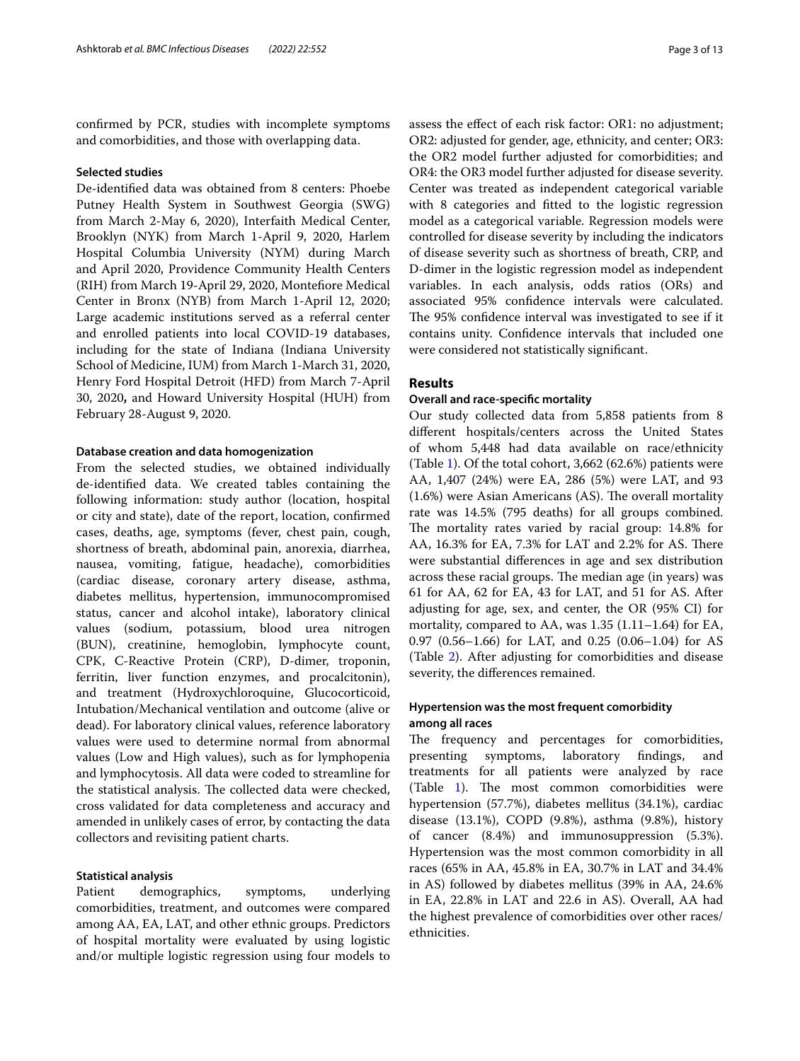confirmed by PCR, studies with incomplete symptoms and comorbidities, and those with overlapping data.

### Selected studies

De-identified data was obtained from 8 centers: Phoebe Putney Health System in Southwest Georgia (SWG) from March 2-May 6, 2020), Interfaith Medical Center, Brooklyn (NYK) from March 1-April 9, 2020, Harlem Hospital Columbia University (NYM) during March and April 2020, Providence Community Health Centers (RIH) from March 19-April 29, 2020, Montefiore Medical Center in Bronx (NYB) from March 1-April 12, 2020; Large academic institutions served as a referral center and enrolled patients into local COVID-19 databases, including for the state of Indiana (Indiana University School of Medicine, IUM) from March 1-March 31, 2020, Henry Ford Hospital Detroit (HFD) from March 7-April 30, 2020**,** and Howard University Hospital (HUH) from February 28-August 9, 2020.

### Database creation and data homogenization

From the selected studies, we obtained individually de-identified data. We created tables containing the following information: study author (location, hospital or city and state), date of the report, location, confirmed cases, deaths, age, symptoms (fever, chest pain, cough, shortness of breath, abdominal pain, anorexia, diarrhea, nausea, vomiting, fatigue, headache), comorbidities (cardiac disease, coronary artery disease, asthma, diabetes mellitus, hypertension, immunocompromised status, cancer and alcohol intake), laboratory clinical values (sodium, potassium, blood urea nitrogen (BUN), creatinine, hemoglobin, lymphocyte count, CPK, C-Reactive Protein (CRP), D-dimer, troponin, ferritin, liver function enzymes, and procalcitonin), and treatment (Hydroxychloroquine, Glucocorticoid, Intubation/Mechanical ventilation and outcome (alive or dead). For laboratory clinical values, reference laboratory values were used to determine normal from abnormal values (Low and High values), such as for lymphopenia and lymphocytosis. All data were coded to streamline for the statistical analysis. The collected data were checked, cross validated for data completeness and accuracy and amended in unlikely cases of error, by contacting the data collectors and revisiting patient charts.

### Statistical analysis

Patient demographics, symptoms, underlying comorbidities, treatment, and outcomes were compared among AA, EA, LAT, and other ethnic groups. Predictors of hospital mortality were evaluated by using logistic and/or multiple logistic regression using four models to assess the effect of each risk factor: OR1: no adjustment; OR2: adjusted for gender, age, ethnicity, and center; OR3: the OR2 model further adjusted for comorbidities; and OR4: the OR3 model further adjusted for disease severity. Center was treated as independent categorical variable with 8 categories and fitted to the logistic regression model as a categorical variable. Regression models were controlled for disease severity by including the indicators of disease severity such as shortness of breath, CRP, and D-dimer in the logistic regression model as independent variables. In each analysis, odds ratios (ORs) and associated 95% confidence intervals were calculated. The 95% confidence interval was investigated to see if it contains unity. Confidence intervals that included one were considered not statistically significant.

## Results

### Overall and race-specific mortality

Our study collected data from 5,858 patients from 8 different hospitals/centers across the United States of whom 5,448 had data available on race/ethnicity (Table 1). Of the total cohort, 3,662 (62.6%) patients were AA, 1,407 (24%) were EA, 286 (5%) were LAT, and 93 (1.6%) were Asian Americans (AS). The overall mortality rate was 14.5% (795 deaths) for all groups combined. The mortality rates varied by racial group: 14.8% for AA, 16.3% for EA, 7.3% for LAT and 2.2% for AS. There were substantial differences in age and sex distribution across these racial groups. The median age (in years) was 61 for AA, 62 for EA, 43 for LAT, and 51 for AS. After adjusting for age, sex, and center, the OR (95% CI) for mortality, compared to AA, was 1.35 (1.11–1.64) for EA, 0.97 (0.56–1.66) for LAT, and 0.25 (0.06–1.04) for AS (Table 2). After adjusting for comorbidities and disease severity, the differences remained.

### Hypertension was the most frequent comorbidity among all races

The frequency and percentages for comorbidities, presenting symptoms, laboratory findings, and treatments for all patients were analyzed by race (Table 1). The most common comorbidities were hypertension (57.7%), diabetes mellitus (34.1%), cardiac disease (13.1%), COPD (9.8%), asthma (9.8%), history of cancer (8.4%) and immunosuppression (5.3%). Hypertension was the most common comorbidity in all races (65% in AA, 45.8% in EA, 30.7% in LAT and 34.4% in AS) followed by diabetes mellitus (39% in AA, 24.6% in EA, 22.8% in LAT and 22.6 in AS). Overall, AA had the highest prevalence of comorbidities over other races/ethnicities.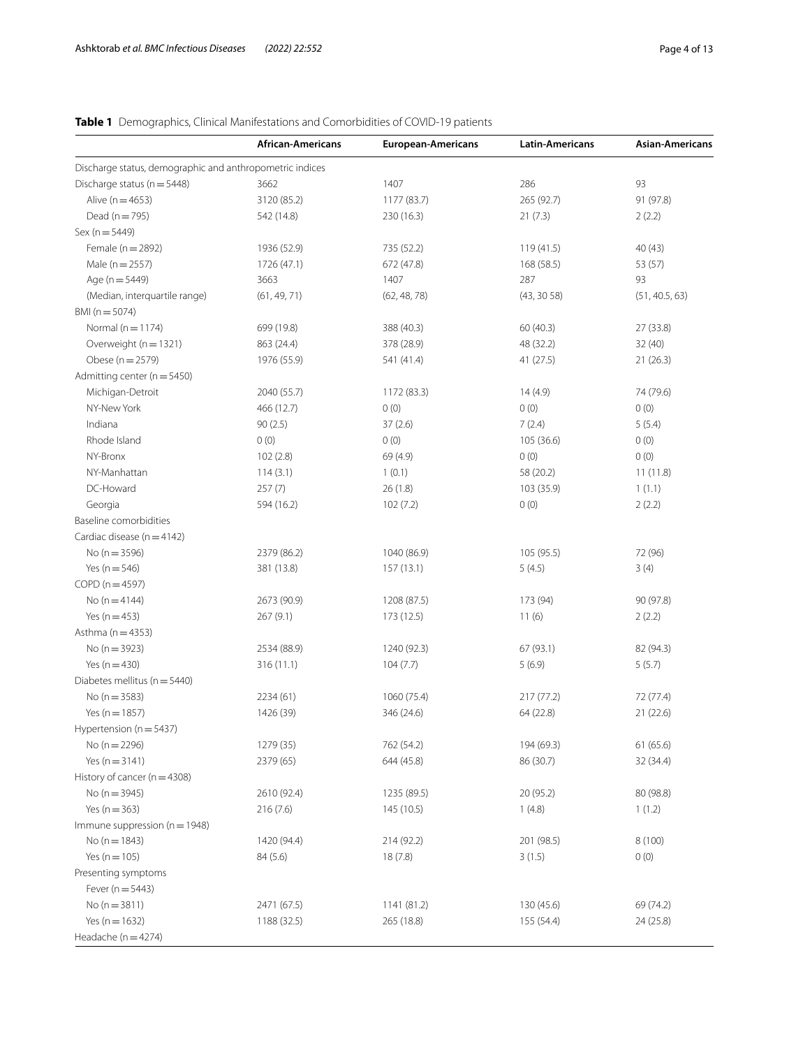**Table 1** Demographics, Clinical Manifestations and Comorbidities of COVID-19 patients

| | African-Americans | European-Americans | Latin-Americans | Asian-Americans |
|---|---|---|---|---|
| Discharge status, demographic and anthropometric indices | | | | |
| Discharge status (n = 5448) | 3662 | 1407 | 286 | 93 |
| Alive (n = 4653) | 3120 (85.2) | 1177 (83.7) | 265 (92.7) | 91 (97.8) |
| Dead (n = 795) | 542 (14.8) | 230 (16.3) | 21 (7.3) | 2 (2.2) |
| Sex (n = 5449) | | | | |
| Female (n = 2892) | 1936 (52.9) | 735 (52.2) | 119 (41.5) | 40 (43) |
| Male (n = 2557) | 1726 (47.1) | 672 (47.8) | 168 (58.5) | 53 (57) |
| Age (n = 5449) | 3663 | 1407 | 287 | 93 |
| (Median, interquartile range) | (61, 49, 71) | (62, 48, 78) | (43, 30 58) | (51, 40.5, 63) |
| BMI (n = 5074) | | | | |
| Normal (n = 1174) | 699 (19.8) | 388 (40.3) | 60 (40.3) | 27 (33.8) |
| Overweight (n = 1321) | 863 (24.4) | 378 (28.9) | 48 (32.2) | 32 (40) |
| Obese (n = 2579) | 1976 (55.9) | 541 (41.4) | 41 (27.5) | 21 (26.3) |
| Admitting center (n = 5450) | | | | |
| Michigan-Detroit | 2040 (55.7) | 1172 (83.3) | 14 (4.9) | 74 (79.6) |
| NY-New York | 466 (12.7) | 0 (0) | 0 (0) | 0 (0) |
| Indiana | 90 (2.5) | 37 (2.6) | 7 (2.4) | 5 (5.4) |
| Rhode Island | 0 (0) | 0 (0) | 105 (36.6) | 0 (0) |
| NY-Bronx | 102 (2.8) | 69 (4.9) | 0 (0) | 0 (0) |
| NY-Manhattan | 114 (3.1) | 1 (0.1) | 58 (20.2) | 11 (11.8) |
| DC-Howard | 257 (7) | 26 (1.8) | 103 (35.9) | 1 (1.1) |
| Georgia | 594 (16.2) | 102 (7.2) | 0 (0) | 2 (2.2) |
| Baseline comorbidities | | | | |
| Cardiac disease (n = 4142) | | | | |
| No (n = 3596) | 2379 (86.2) | 1040 (86.9) | 105 (95.5) | 72 (96) |
| Yes (n = 546) | 381 (13.8) | 157 (13.1) | 5 (4.5) | 3 (4) |
| COPD (n = 4597) | | | | |
| No (n = 4144) | 2673 (90.9) | 1208 (87.5) | 173 (94) | 90 (97.8) |
| Yes (n = 453) | 267 (9.1) | 173 (12.5) | 11 (6) | 2 (2.2) |
| Asthma (n = 4353) | | | | |
| No (n = 3923) | 2534 (88.9) | 1240 (92.3) | 67 (93.1) | 82 (94.3) |
| Yes (n = 430) | 316 (11.1) | 104 (7.7) | 5 (6.9) | 5 (5.7) |
| Diabetes mellitus (n = 5440) | | | | |
| No (n = 3583) | 2234 (61) | 1060 (75.4) | 217 (77.2) | 72 (77.4) |
| Yes (n = 1857) | 1426 (39) | 346 (24.6) | 64 (22.8) | 21 (22.6) |
| Hypertension (n = 5437) | | | | |
| No (n = 2296) | 1279 (35) | 762 (54.2) | 194 (69.3) | 61 (65.6) |
| Yes (n = 3141) | 2379 (65) | 644 (45.8) | 86 (30.7) | 32 (34.4) |
| History of cancer (n = 4308) | | | | |
| No (n = 3945) | 2610 (92.4) | 1235 (89.5) | 20 (95.2) | 80 (98.8) |
| Yes (n = 363) | 216 (7.6) | 145 (10.5) | 1 (4.8) | 1 (1.2) |
| Immune suppression (n = 1948) | | | | |
| No (n = 1843) | 1420 (94.4) | 214 (92.2) | 201 (98.5) | 8 (100) |
| Yes (n = 105) | 84 (5.6) | 18 (7.8) | 3 (1.5) | 0 (0) |
| Presenting symptoms | | | | |
| Fever (n = 5443) | | | | |
| No (n = 3811) | 2471 (67.5) | 1141 (81.2) | 130 (45.6) | 69 (74.2) |
| Yes (n = 1632) | 1188 (32.5) | 265 (18.8) | 155 (54.4) | 24 (25.8) |
| Headache (n = 4274) | | | | |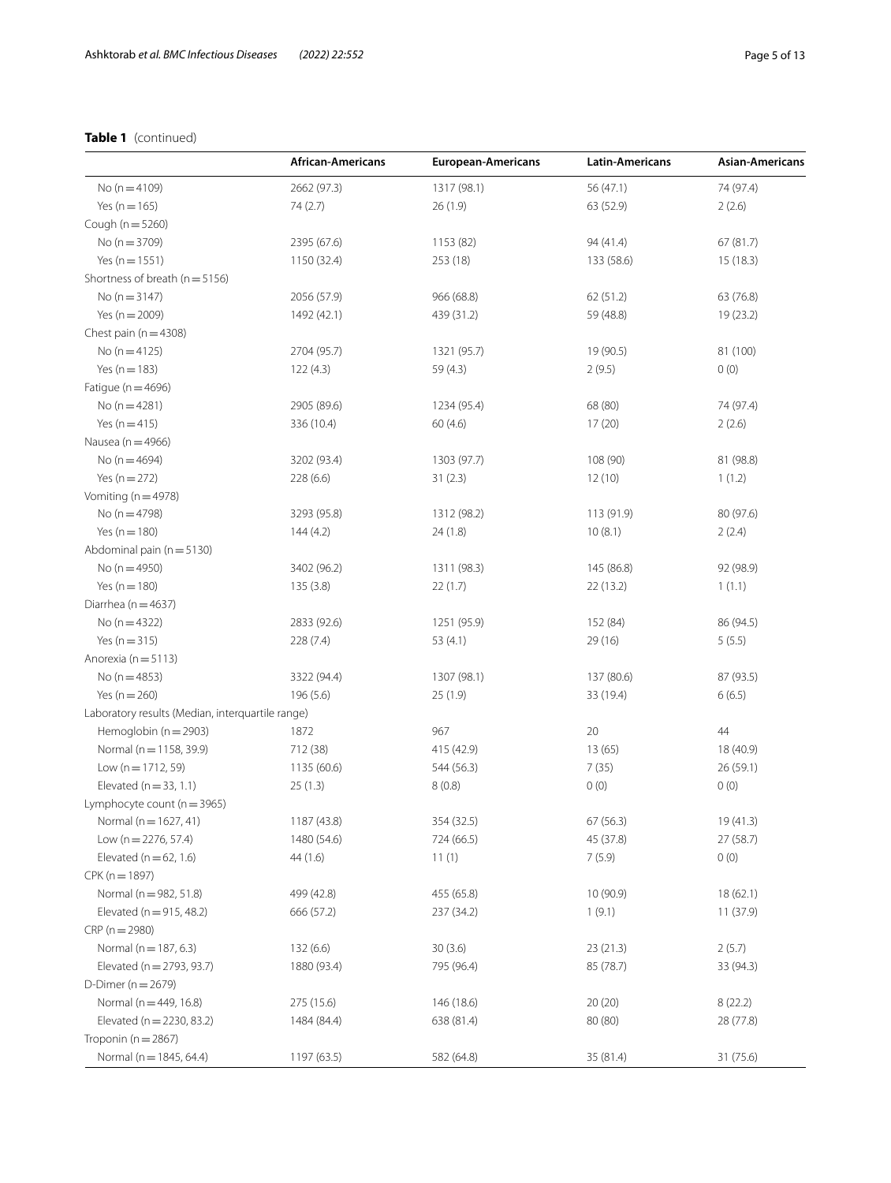**Table 1** (continued)

| | African-Americans | European-Americans | Latin-Americans | Asian-Americans |
|---|---|---|---|---|
| No (n = 4109) | 2662 (97.3) | 1317 (98.1) | 56 (47.1) | 74 (97.4) |
| Yes (n = 165) | 74 (2.7) | 26 (1.9) | 63 (52.9) | 2 (2.6) |
| Cough (n = 5260) | | | | |
| No (n = 3709) | 2395 (67.6) | 1153 (82) | 94 (41.4) | 67 (81.7) |
| Yes (n = 1551) | 1150 (32.4) | 253 (18) | 133 (58.6) | 15 (18.3) |
| Shortness of breath (n = 5156) | | | | |
| No (n = 3147) | 2056 (57.9) | 966 (68.8) | 62 (51.2) | 63 (76.8) |
| Yes (n = 2009) | 1492 (42.1) | 439 (31.2) | 59 (48.8) | 19 (23.2) |
| Chest pain (n = 4308) | | | | |
| No (n = 4125) | 2704 (95.7) | 1321 (95.7) | 19 (90.5) | 81 (100) |
| Yes (n = 183) | 122 (4.3) | 59 (4.3) | 2 (9.5) | 0 (0) |
| Fatigue (n = 4696) | | | | |
| No (n = 4281) | 2905 (89.6) | 1234 (95.4) | 68 (80) | 74 (97.4) |
| Yes (n = 415) | 336 (10.4) | 60 (4.6) | 17 (20) | 2 (2.6) |
| Nausea (n = 4966) | | | | |
| No (n = 4694) | 3202 (93.4) | 1303 (97.7) | 108 (90) | 81 (98.8) |
| Yes (n = 272) | 228 (6.6) | 31 (2.3) | 12 (10) | 1 (1.2) |
| Vomiting (n = 4978) | | | | |
| No (n = 4798) | 3293 (95.8) | 1312 (98.2) | 113 (91.9) | 80 (97.6) |
| Yes (n = 180) | 144 (4.2) | 24 (1.8) | 10 (8.1) | 2 (2.4) |
| Abdominal pain (n = 5130) | | | | |
| No (n = 4950) | 3402 (96.2) | 1311 (98.3) | 145 (86.8) | 92 (98.9) |
| Yes (n = 180) | 135 (3.8) | 22 (1.7) | 22 (13.2) | 1 (1.1) |
| Diarrhea (n = 4637) | | | | |
| No (n = 4322) | 2833 (92.6) | 1251 (95.9) | 152 (84) | 86 (94.5) |
| Yes (n = 315) | 228 (7.4) | 53 (4.1) | 29 (16) | 5 (5.5) |
| Anorexia (n = 5113) | | | | |
| No (n = 4853) | 3322 (94.4) | 1307 (98.1) | 137 (80.6) | 87 (93.5) |
| Yes (n = 260) | 196 (5.6) | 25 (1.9) | 33 (19.4) | 6 (6.5) |
| Laboratory results (Median, interquartile range) | | | | |
| Hemoglobin (n = 2903) | 1872 | 967 | 20 | 44 |
| Normal (n = 1158, 39.9) | 712 (38) | 415 (42.9) | 13 (65) | 18 (40.9) |
| Low (n = 1712, 59) | 1135 (60.6) | 544 (56.3) | 7 (35) | 26 (59.1) |
| Elevated (n = 33, 1.1) | 25 (1.3) | 8 (0.8) | 0 (0) | 0 (0) |
| Lymphocyte count (n = 3965) | | | | |
| Normal (n = 1627, 41) | 1187 (43.8) | 354 (32.5) | 67 (56.3) | 19 (41.3) |
| Low (n = 2276, 57.4) | 1480 (54.6) | 724 (66.5) | 45 (37.8) | 27 (58.7) |
| Elevated (n = 62, 1.6) | 44 (1.6) | 11 (1) | 7 (5.9) | 0 (0) |
| CPK (n = 1897) | | | | |
| Normal (n = 982, 51.8) | 499 (42.8) | 455 (65.8) | 10 (90.9) | 18 (62.1) |
| Elevated (n = 915, 48.2) | 666 (57.2) | 237 (34.2) | 1 (9.1) | 11 (37.9) |
| CRP (n = 2980) | | | | |
| Normal (n = 187, 6.3) | 132 (6.6) | 30 (3.6) | 23 (21.3) | 2 (5.7) |
| Elevated (n = 2793, 93.7) | 1880 (93.4) | 795 (96.4) | 85 (78.7) | 33 (94.3) |
| D-Dimer (n = 2679) | | | | |
| Normal (n = 449, 16.8) | 275 (15.6) | 146 (18.6) | 20 (20) | 8 (22.2) |
| Elevated (n = 2230, 83.2) | 1484 (84.4) | 638 (81.4) | 80 (80) | 28 (77.8) |
| Troponin (n = 2867) | | | | |
| Normal (n = 1845, 64.4) | 1197 (63.5) | 582 (64.8) | 35 (81.4) | 31 (75.6) |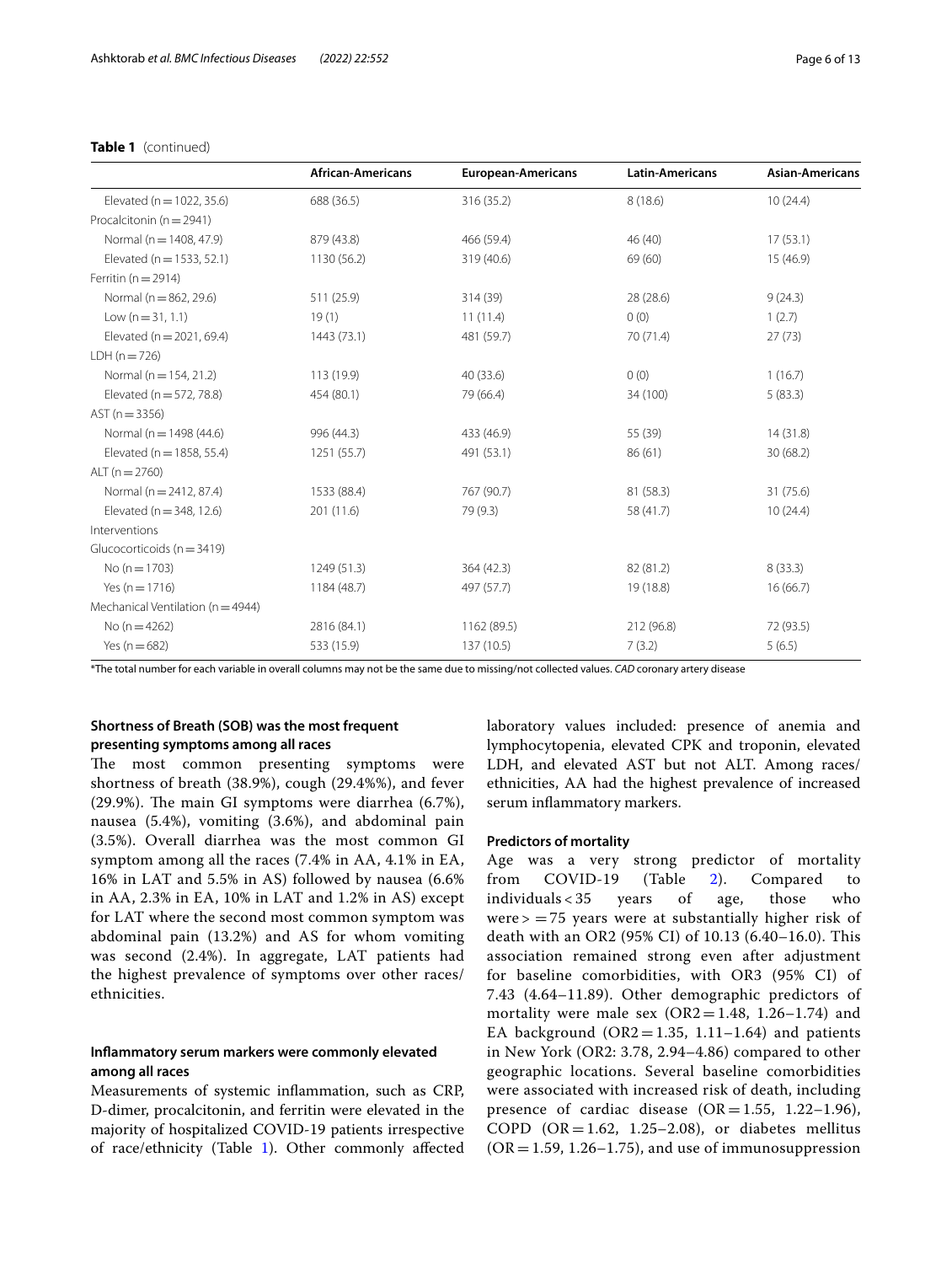**Table 1** (continued)

| | African-Americans | European-Americans | Latin-Americans | Asian-Americans |
|---|---|---|---|---|
| Elevated (n = 1022, 35.6) | 688 (36.5) | 316 (35.2) | 8 (18.6) | 10 (24.4) |
| Procalcitonin (n = 2941) | | | | |
| Normal (n = 1408, 47.9) | 879 (43.8) | 466 (59.4) | 46 (40) | 17 (53.1) |
| Elevated (n = 1533, 52.1) | 1130 (56.2) | 319 (40.6) | 69 (60) | 15 (46.9) |
| Ferritin (n = 2914) | | | | |
| Normal (n = 862, 29.6) | 511 (25.9) | 314 (39) | 28 (28.6) | 9 (24.3) |
| Low (n = 31, 1.1) | 19 (1) | 11 (11.4) | 0 (0) | 1 (2.7) |
| Elevated (n = 2021, 69.4) | 1443 (73.1) | 481 (59.7) | 70 (71.4) | 27 (73) |
| LDH (n = 726) | | | | |
| Normal (n = 154, 21.2) | 113 (19.9) | 40 (33.6) | 0 (0) | 1 (16.7) |
| Elevated (n = 572, 78.8) | 454 (80.1) | 79 (66.4) | 34 (100) | 5 (83.3) |
| AST (n = 3356) | | | | |
| Normal (n = 1498 (44.6) | 996 (44.3) | 433 (46.9) | 55 (39) | 14 (31.8) |
| Elevated (n = 1858, 55.4) | 1251 (55.7) | 491 (53.1) | 86 (61) | 30 (68.2) |
| ALT (n = 2760) | | | | |
| Normal (n = 2412, 87.4) | 1533 (88.4) | 767 (90.7) | 81 (58.3) | 31 (75.6) |
| Elevated (n = 348, 12.6) | 201 (11.6) | 79 (9.3) | 58 (41.7) | 10 (24.4) |
| Interventions | | | | |
| Glucocorticoids (n = 3419) | | | | |
| No (n = 1703) | 1249 (51.3) | 364 (42.3) | 82 (81.2) | 8 (33.3) |
| Yes (n = 1716) | 1184 (48.7) | 497 (57.7) | 19 (18.8) | 16 (66.7) |
| Mechanical Ventilation (n = 4944) | | | | |
| No (n = 4262) | 2816 (84.1) | 1162 (89.5) | 212 (96.8) | 72 (93.5) |
| Yes (n = 682) | 533 (15.9) | 137 (10.5) | 7 (3.2) | 5 (6.5) |

*The total number for each variable in overall columns may not be the same due to missing/not collected values. *CAD* coronary artery disease

### Shortness of Breath (SOB) was the most frequent presenting symptoms among all races

The most common presenting symptoms were shortness of breath (38.9%), cough (29.4%%), and fever (29.9%). The main GI symptoms were diarrhea (6.7%), nausea (5.4%), vomiting (3.6%), and abdominal pain (3.5%). Overall diarrhea was the most common GI symptom among all the races (7.4% in AA, 4.1% in EA, 16% in LAT and 5.5% in AS) followed by nausea (6.6% in AA, 2.3% in EA, 10% in LAT and 1.2% in AS) except for LAT where the second most common symptom was abdominal pain (13.2%) and AS for whom vomiting was second (2.4%). In aggregate, LAT patients had the highest prevalence of symptoms over other races/ethnicities.

### Inflammatory serum markers were commonly elevated among all races

Measurements of systemic inflammation, such as CRP, D-dimer, procalcitonin, and ferritin were elevated in the majority of hospitalized COVID-19 patients irrespective of race/ethnicity (Table 1). Other commonly affected laboratory values included: presence of anemia and lymphocytopenia, elevated CPK and troponin, elevated LDH, and elevated AST but not ALT. Among races/ethnicities, AA had the highest prevalence of increased serum inflammatory markers.

### Predictors of mortality

Age was a very strong predictor of mortality from COVID-19 (Table 2). Compared to individuals < 35 years of age, those who were > = 75 years were at substantially higher risk of death with an OR2 (95% CI) of 10.13 (6.40–16.0). This association remained strong even after adjustment for baseline comorbidities, with OR3 (95% CI) of 7.43 (4.64–11.89). Other demographic predictors of mortality were male sex (OR2 = 1.48, 1.26–1.74) and EA background (OR2 = 1.35, 1.11–1.64) and patients in New York (OR2: 3.78, 2.94–4.86) compared to other geographic locations. Several baseline comorbidities were associated with increased risk of death, including presence of cardiac disease (OR = 1.55, 1.22–1.96), COPD (OR = 1.62, 1.25–2.08), or diabetes mellitus (OR = 1.59, 1.26–1.75), and use of immunosuppression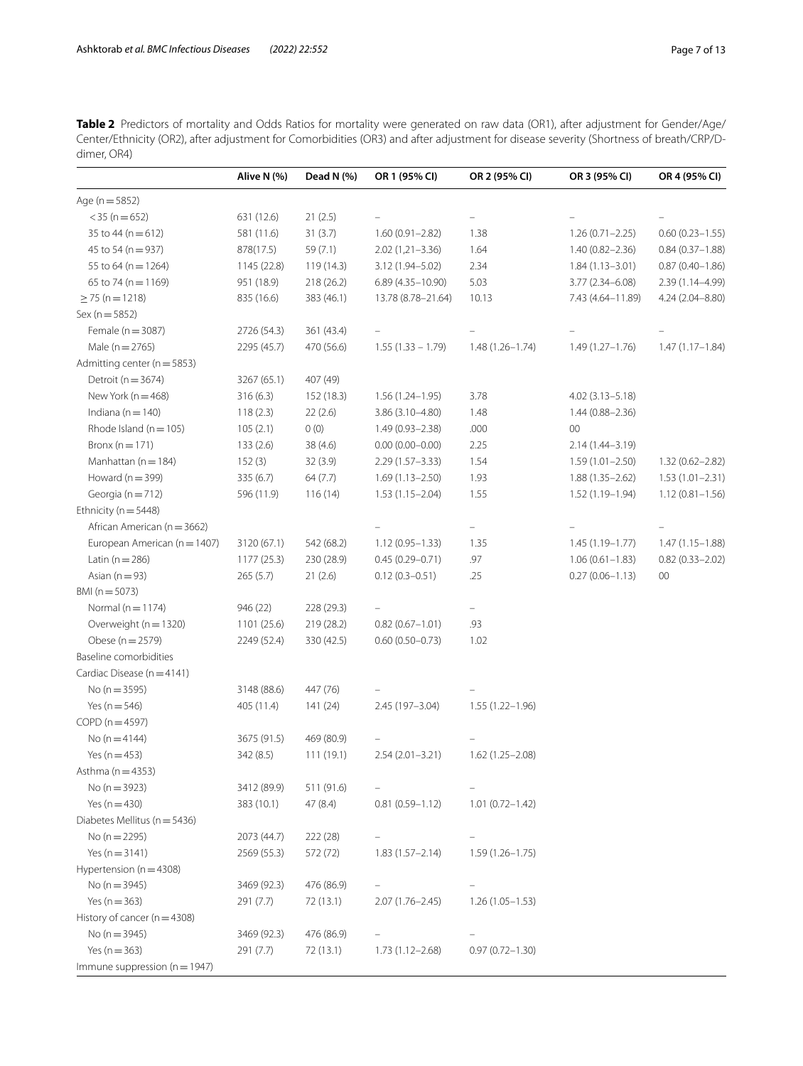**Table 2** Predictors of mortality and Odds Ratios for mortality were generated on raw data (OR1), after adjustment for Gender/Age/Center/Ethnicity (OR2), after adjustment for Comorbidities (OR3) and after adjustment for disease severity (Shortness of breath/CRP/D-dimer, OR4)

| | Alive N (%) | Dead N (%) | OR 1 (95% CI) | OR 2 (95% CI) | OR 3 (95% CI) | OR 4 (95% CI) |
|---|---|---|---|---|---|---|
| Age (n = 5852) | | | | | | |
| < 35 (n = 652) | 631 (12.6) | 21 (2.5) | – | – | – | – |
| 35 to 44 (n = 612) | 581 (11.6) | 31 (3.7) | 1.60 (0.91–2.82) | 1.38 | 1.26 (0.71–2.25) | 0.60 (0.23–1.55) |
| 45 to 54 (n = 937) | 878(17.5) | 59 (7.1) | 2.02 (1,21–3.36) | 1.64 | 1.40 (0.82–2.36) | 0.84 (0.37–1.88) |
| 55 to 64 (n = 1264) | 1145 (22.8) | 119 (14.3) | 3.12 (1.94–5.02) | 2.34 | 1.84 (1.13–3.01) | 0.87 (0.40–1.86) |
| 65 to 74 (n = 1169) | 951 (18.9) | 218 (26.2) | 6.89 (4.35–10.90) | 5.03 | 3.77 (2.34–6.08) | 2.39 (1.14–4.99) |
| ≥ 75 (n = 1218) | 835 (16.6) | 383 (46.1) | 13.78 (8.78–21.64) | 10.13 | 7.43 (4.64–11.89) | 4.24 (2.04–8.80) |
| Sex (n = 5852) | | | | | | |
| Female (n = 3087) | 2726 (54.3) | 361 (43.4) | – | – | – | – |
| Male (n = 2765) | 2295 (45.7) | 470 (56.6) | 1.55 (1.33 – 1.79) | 1.48 (1.26–1.74) | 1.49 (1.27–1.76) | 1.47 (1.17–1.84) |
| Admitting center (n = 5853) | | | | | | |
| Detroit (n = 3674) | 3267 (65.1) | 407 (49) | | | | |
| New York (n = 468) | 316 (6.3) | 152 (18.3) | 1.56 (1.24–1.95) | 3.78 | 4.02 (3.13–5.18) | |
| Indiana (n = 140) | 118 (2.3) | 22 (2.6) | 3.86 (3.10–4.80) | 1.48 | 1.44 (0.88–2.36) | |
| Rhode Island (n = 105) | 105 (2.1) | 0 (0) | 1.49 (0.93–2.38) | .000 | 00 | |
| Bronx (n = 171) | 133 (2.6) | 38 (4.6) | 0.00 (0.00–0.00) | 2.25 | 2.14 (1.44–3.19) | |
| Manhattan (n = 184) | 152 (3) | 32 (3.9) | 2.29 (1.57–3.33) | 1.54 | 1.59 (1.01–2.50) | 1.32 (0.62–2.82) |
| Howard (n = 399) | 335 (6.7) | 64 (7.7) | 1.69 (1.13–2.50) | 1.93 | 1.88 (1.35–2.62) | 1.53 (1.01–2.31) |
| Georgia (n = 712) | 596 (11.9) | 116 (14) | 1.53 (1.15–2.04) | 1.55 | 1.52 (1.19–1.94) | 1.12 (0.81–1.56) |
| Ethnicity (n = 5448) | | | | | | |
| African American (n = 3662) | | | – | – | – | – |
| European American (n = 1407) | 3120 (67.1) | 542 (68.2) | 1.12 (0.95–1.33) | 1.35 | 1.45 (1.19–1.77) | 1.47 (1.15–1.88) |
| Latin (n = 286) | 1177 (25.3) | 230 (28.9) | 0.45 (0.29–0.71) | .97 | 1.06 (0.61–1.83) | 0.82 (0.33–2.02) |
| Asian (n = 93) | 265 (5.7) | 21 (2.6) | 0.12 (0.3–0.51) | .25 | 0.27 (0.06–1.13) | 00 |
| BMI (n = 5073) | | | | | | |
| Normal (n = 1174) | 946 (22) | 228 (29.3) | – | – | | |
| Overweight (n = 1320) | 1101 (25.6) | 219 (28.2) | 0.82 (0.67–1.01) | .93 | | |
| Obese (n = 2579) | 2249 (52.4) | 330 (42.5) | 0.60 (0.50–0.73) | 1.02 | | |
| Baseline comorbidities | | | | | | |
| Cardiac Disease (n = 4141) | | | | | | |
| No (n = 3595) | 3148 (88.6) | 447 (76) | – | – | | |
| Yes (n = 546) | 405 (11.4) | 141 (24) | 2.45 (197–3.04) | 1.55 (1.22–1.96) | | |
| COPD (n = 4597) | | | | | | |
| No (n = 4144) | 3675 (91.5) | 469 (80.9) | – | – | | |
| Yes (n = 453) | 342 (8.5) | 111 (19.1) | 2.54 (2.01–3.21) | 1.62 (1.25–2.08) | | |
| Asthma (n = 4353) | | | | | | |
| No (n = 3923) | 3412 (89.9) | 511 (91.6) | – | – | | |
| Yes (n = 430) | 383 (10.1) | 47 (8.4) | 0.81 (0.59–1.12) | 1.01 (0.72–1.42) | | |
| Diabetes Mellitus (n = 5436) | | | | | | |
| No (n = 2295) | 2073 (44.7) | 222 (28) | – | – | | |
| Yes (n = 3141) | 2569 (55.3) | 572 (72) | 1.83 (1.57–2.14) | 1.59 (1.26–1.75) | | |
| Hypertension (n = 4308) | | | | | | |
| No (n = 3945) | 3469 (92.3) | 476 (86.9) | – | – | | |
| Yes (n = 363) | 291 (7.7) | 72 (13.1) | 2.07 (1.76–2.45) | 1.26 (1.05–1.53) | | |
| History of cancer (n = 4308) | | | | | | |
| No (n = 3945) | 3469 (92.3) | 476 (86.9) | – | – | | |
| Yes (n = 363) | 291 (7.7) | 72 (13.1) | 1.73 (1.12–2.68) | 0.97 (0.72–1.30) | | |
| Immune suppression (n = 1947) | | | | | | |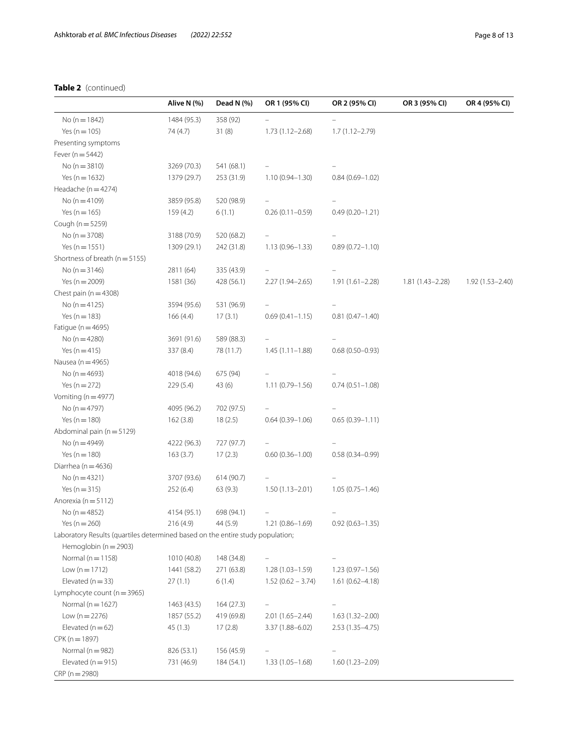**Table 2** (continued)

| | Alive N (%) | Dead N (%) | OR 1 (95% CI) | OR 2 (95% CI) | OR 3 (95% CI) | OR 4 (95% CI) |
|---|---|---|---|---|---|---|
| No (n = 1842) | 1484 (95.3) | 358 (92) | – | – | | |
| Yes (n = 105) | 74 (4.7) | 31 (8) | 1.73 (1.12–2.68) | 1.7 (1.12–2.79) | | |
| Presenting symptoms | | | | | | |
| Fever (n = 5442) | | | | | | |
| No (n = 3810) | 3269 (70.3) | 541 (68.1) | – | – | | |
| Yes (n = 1632) | 1379 (29.7) | 253 (31.9) | 1.10 (0.94–1.30) | 0.84 (0.69–1.02) | | |
| Headache (n = 4274) | | | | | | |
| No (n = 4109) | 3859 (95.8) | 520 (98.9) | – | – | | |
| Yes (n = 165) | 159 (4.2) | 6 (1.1) | 0.26 (0.11–0.59) | 0.49 (0.20–1.21) | | |
| Cough (n = 5259) | | | | | | |
| No (n = 3708) | 3188 (70.9) | 520 (68.2) | – | – | | |
| Yes (n = 1551) | 1309 (29.1) | 242 (31.8) | 1.13 (0.96–1.33) | 0.89 (0.72–1.10) | | |
| Shortness of breath (n = 5155) | | | | | | |
| No (n = 3146) | 2811 (64) | 335 (43.9) | – | – | | |
| Yes (n = 2009) | 1581 (36) | 428 (56.1) | 2.27 (1.94–2.65) | 1.91 (1.61–2.28) | 1.81 (1.43–2.28) | 1.92 (1.53–2.40) |
| Chest pain (n = 4308) | | | | | | |
| No (n = 4125) | 3594 (95.6) | 531 (96.9) | – | – | | |
| Yes (n = 183) | 166 (4.4) | 17 (3.1) | 0.69 (0.41–1.15) | 0.81 (0.47–1.40) | | |
| Fatigue (n = 4695) | | | | | | |
| No (n = 4280) | 3691 (91.6) | 589 (88.3) | – | – | | |
| Yes (n = 415) | 337 (8.4) | 78 (11.7) | 1.45 (1.11–1.88) | 0.68 (0.50–0.93) | | |
| Nausea (n = 4965) | | | | | | |
| No (n = 4693) | 4018 (94.6) | 675 (94) | – | – | | |
| Yes (n = 272) | 229 (5.4) | 43 (6) | 1.11 (0.79–1.56) | 0.74 (0.51–1.08) | | |
| Vomiting (n = 4977) | | | | | | |
| No (n = 4797) | 4095 (96.2) | 702 (97.5) | – | – | | |
| Yes (n = 180) | 162 (3.8) | 18 (2.5) | 0.64 (0.39–1.06) | 0.65 (0.39–1.11) | | |
| Abdominal pain (n = 5129) | | | | | | |
| No (n = 4949) | 4222 (96.3) | 727 (97.7) | – | – | | |
| Yes (n = 180) | 163 (3.7) | 17 (2.3) | 0.60 (0.36–1.00) | 0.58 (0.34–0.99) | | |
| Diarrhea (n = 4636) | | | | | | |
| No (n = 4321) | 3707 (93.6) | 614 (90.7) | – | – | | |
| Yes (n = 315) | 252 (6.4) | 63 (9.3) | 1.50 (1.13–2.01) | 1.05 (0.75–1.46) | | |
| Anorexia (n = 5112) | | | | | | |
| No (n = 4852) | 4154 (95.1) | 698 (94.1) | – | – | | |
| Yes (n = 260) | 216 (4.9) | 44 (5.9) | 1.21 (0.86–1.69) | 0.92 (0.63–1.35) | | |
| Laboratory Results (quartiles determined based on the entire study population; | | | | | | |
| Hemoglobin (n = 2903) | | | | | | |
| Normal (n = 1158) | 1010 (40.8) | 148 (34.8) | – | – | | |
| Low (n = 1712) | 1441 (58.2) | 271 (63.8) | 1.28 (1.03–1.59) | 1.23 (0.97–1.56) | | |
| Elevated (n = 33) | 27 (1.1) | 6 (1.4) | 1.52 (0.62 – 3.74) | 1.61 (0.62–4.18) | | |
| Lymphocyte count (n = 3965) | | | | | | |
| Normal (n = 1627) | 1463 (43.5) | 164 (27.3) | – | – | | |
| Low (n = 2276) | 1857 (55.2) | 419 (69.8) | 2.01 (1.65–2.44) | 1.63 (1.32–2.00) | | |
| Elevated (n = 62) | 45 (1.3) | 17 (2.8) | 3.37 (1.88–6.02) | 2.53 (1.35–4.75) | | |
| CPK (n = 1897) | | | | | | |
| Normal (n = 982) | 826 (53.1) | 156 (45.9) | – | – | | |
| Elevated (n = 915) | 731 (46.9) | 184 (54.1) | 1.33 (1.05–1.68) | 1.60 (1.23–2.09) | | |
| CRP (n = 2980) | | | | | | |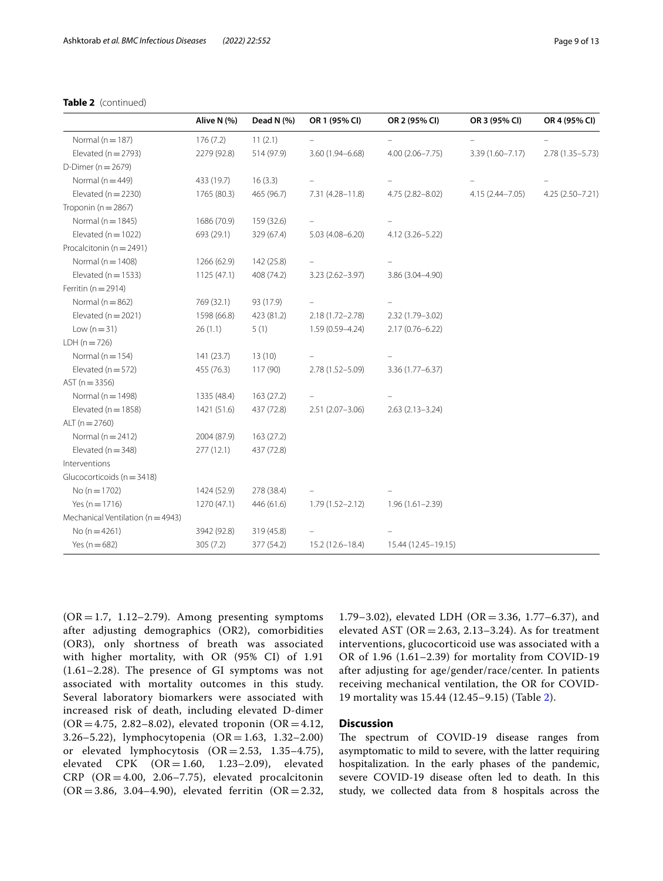**Table 2** (continued)

| | Alive N (%) | Dead N (%) | OR 1 (95% CI) | OR 2 (95% CI) | OR 3 (95% CI) | OR 4 (95% CI) |
|---|---|---|---|---|---|---|
| Normal (n = 187) | 176 (7.2) | 11 (2.1) | – | – | – | – |
| Elevated (n = 2793) | 2279 (92.8) | 514 (97.9) | 3.60 (1.94–6.68) | 4.00 (2.06–7.75) | 3.39 (1.60–7.17) | 2.78 (1.35–5.73) |
| D-Dimer (n = 2679) | | | | | | |
| Normal (n = 449) | 433 (19.7) | 16 (3.3) | – | – | – | – |
| Elevated (n = 2230) | 1765 (80.3) | 465 (96.7) | 7.31 (4.28–11.8) | 4.75 (2.82–8.02) | 4.15 (2.44–7.05) | 4.25 (2.50–7.21) |
| Troponin (n = 2867) | | | | | | |
| Normal (n = 1845) | 1686 (70.9) | 159 (32.6) | – | – | | |
| Elevated (n = 1022) | 693 (29.1) | 329 (67.4) | 5.03 (4.08–6.20) | 4.12 (3.26–5.22) | | |
| Procalcitonin (n = 2491) | | | | | | |
| Normal (n = 1408) | 1266 (62.9) | 142 (25.8) | – | – | | |
| Elevated (n = 1533) | 1125 (47.1) | 408 (74.2) | 3.23 (2.62–3.97) | 3.86 (3.04–4.90) | | |
| Ferritin (n = 2914) | | | | | | |
| Normal (n = 862) | 769 (32.1) | 93 (17.9) | – | – | | |
| Elevated (n = 2021) | 1598 (66.8) | 423 (81.2) | 2.18 (1.72–2.78) | 2.32 (1.79–3.02) | | |
| Low (n = 31) | 26 (1.1) | 5 (1) | 1.59 (0.59–4.24) | 2.17 (0.76–6.22) | | |
| LDH (n = 726) | | | | | | |
| Normal (n = 154) | 141 (23.7) | 13 (10) | – | – | | |
| Elevated (n = 572) | 455 (76.3) | 117 (90) | 2.78 (1.52–5.09) | 3.36 (1.77–6.37) | | |
| AST (n = 3356) | | | | | | |
| Normal (n = 1498) | 1335 (48.4) | 163 (27.2) | – | – | | |
| Elevated (n = 1858) | 1421 (51.6) | 437 (72.8) | 2.51 (2.07–3.06) | 2.63 (2.13–3.24) | | |
| ALT (n = 2760) | | | | | | |
| Normal (n = 2412) | 2004 (87.9) | 163 (27.2) | | | | |
| Elevated (n = 348) | 277 (12.1) | 437 (72.8) | | | | |
| Interventions | | | | | | |
| Glucocorticoids (n = 3418) | | | | | | |
| No (n = 1702) | 1424 (52.9) | 278 (38.4) | – | – | | |
| Yes (n = 1716) | 1270 (47.1) | 446 (61.6) | 1.79 (1.52–2.12) | 1.96 (1.61–2.39) | | |
| Mechanical Ventilation (n = 4943) | | | | | | |
| No (n = 4261) | 3942 (92.8) | 319 (45.8) | – | – | | |
| Yes (n = 682) | 305 (7.2) | 377 (54.2) | 15.2 (12.6–18.4) | 15.44 (12.45–19.15) | | |

(OR = 1.7, 1.12–2.79). Among presenting symptoms after adjusting demographics (OR2), comorbidities (OR3), only shortness of breath was associated with higher mortality, with OR (95% CI) of 1.91 (1.61–2.28). The presence of GI symptoms was not associated with mortality outcomes in this study. Several laboratory biomarkers were associated with increased risk of death, including elevated D-dimer (OR = 4.75, 2.82–8.02), elevated troponin (OR = 4.12, 3.26–5.22), lymphocytopenia (OR = 1.63, 1.32–2.00) or elevated lymphocytosis (OR = 2.53, 1.35–4.75), elevated CPK (OR = 1.60, 1.23–2.09), elevated CRP (OR = 4.00, 2.06–7.75), elevated procalcitonin (OR = 3.86, 3.04–4.90), elevated ferritin (OR = 2.32, 1.79–3.02), elevated LDH (OR = 3.36, 1.77–6.37), and elevated AST (OR = 2.63, 2.13–3.24). As for treatment interventions, glucocorticoid use was associated with a OR of 1.96 (1.61–2.39) for mortality from COVID-19 after adjusting for age/gender/race/center. In patients receiving mechanical ventilation, the OR for COVID-19 mortality was 15.44 (12.45–9.15) (Table 2).

## Discussion

The spectrum of COVID-19 disease ranges from asymptomatic to mild to severe, with the latter requiring hospitalization. In the early phases of the pandemic, severe COVID-19 disease often led to death. In this study, we collected data from 8 hospitals across the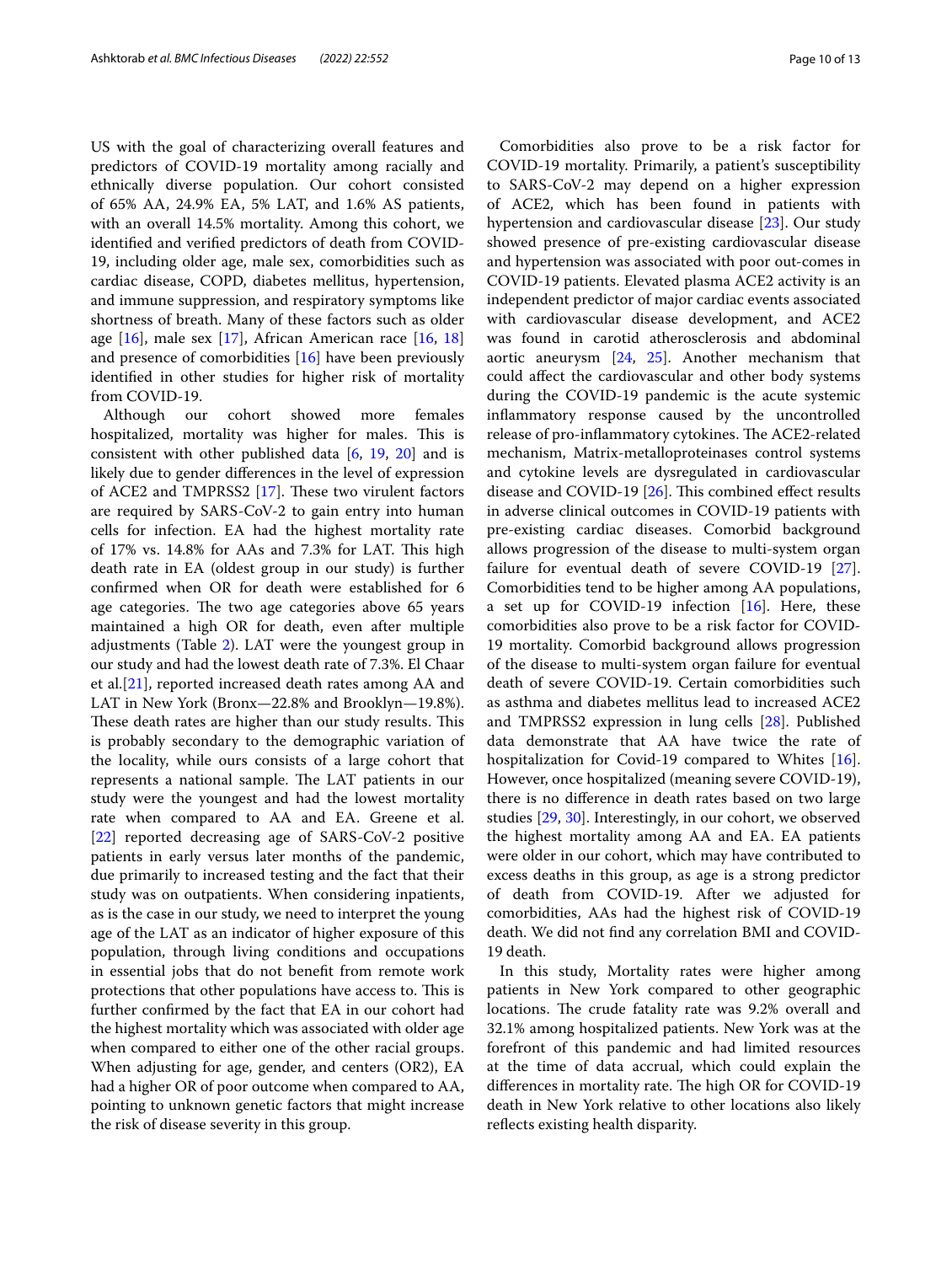US with the goal of characterizing overall features and predictors of COVID-19 mortality among racially and ethnically diverse population. Our cohort consisted of 65% AA, 24.9% EA, 5% LAT, and 1.6% AS patients, with an overall 14.5% mortality. Among this cohort, we identified and verified predictors of death from COVID-19, including older age, male sex, comorbidities such as cardiac disease, COPD, diabetes mellitus, hypertension, and immune suppression, and respiratory symptoms like shortness of breath. Many of these factors such as older age [16], male sex [17], African American race [16, 18] and presence of comorbidities [16] have been previously identified in other studies for higher risk of mortality from COVID-19.

Although our cohort showed more females hospitalized, mortality was higher for males. This is consistent with other published data [6, 19, 20] and is likely due to gender differences in the level of expression of ACE2 and TMPRSS2 [17]. These two virulent factors are required by SARS-CoV-2 to gain entry into human cells for infection. EA had the highest mortality rate of 17% vs. 14.8% for AAs and 7.3% for LAT. This high death rate in EA (oldest group in our study) is further confirmed when OR for death were established for 6 age categories. The two age categories above 65 years maintained a high OR for death, even after multiple adjustments (Table 2). LAT were the youngest group in our study and had the lowest death rate of 7.3%. El Chaar et al.[21], reported increased death rates among AA and LAT in New York (Bronx—22.8% and Brooklyn—19.8%). These death rates are higher than our study results. This is probably secondary to the demographic variation of the locality, while ours consists of a large cohort that represents a national sample. The LAT patients in our study were the youngest and had the lowest mortality rate when compared to AA and EA. Greene et al. [22] reported decreasing age of SARS-CoV-2 positive patients in early versus later months of the pandemic, due primarily to increased testing and the fact that their study was on outpatients. When considering inpatients, as is the case in our study, we need to interpret the young age of the LAT as an indicator of higher exposure of this population, through living conditions and occupations in essential jobs that do not benefit from remote work protections that other populations have access to. This is further confirmed by the fact that EA in our cohort had the highest mortality which was associated with older age when compared to either one of the other racial groups. When adjusting for age, gender, and centers (OR2), EA had a higher OR of poor outcome when compared to AA, pointing to unknown genetic factors that might increase the risk of disease severity in this group.

Comorbidities also prove to be a risk factor for COVID-19 mortality. Primarily, a patient's susceptibility to SARS-CoV-2 may depend on a higher expression of ACE2, which has been found in patients with hypertension and cardiovascular disease [23]. Our study showed presence of pre-existing cardiovascular disease and hypertension was associated with poor out-comes in COVID-19 patients. Elevated plasma ACE2 activity is an independent predictor of major cardiac events associated with cardiovascular disease development, and ACE2 was found in carotid atherosclerosis and abdominal aortic aneurysm [24, 25]. Another mechanism that could affect the cardiovascular and other body systems during the COVID-19 pandemic is the acute systemic inflammatory response caused by the uncontrolled release of pro-inflammatory cytokines. The ACE2-related mechanism, Matrix-metalloproteinases control systems and cytokine levels are dysregulated in cardiovascular disease and COVID-19 [26]. This combined effect results in adverse clinical outcomes in COVID-19 patients with pre-existing cardiac diseases. Comorbid background allows progression of the disease to multi-system organ failure for eventual death of severe COVID-19 [27]. Comorbidities tend to be higher among AA populations, a set up for COVID-19 infection [16]. Here, these comorbidities also prove to be a risk factor for COVID-19 mortality. Comorbid background allows progression of the disease to multi-system organ failure for eventual death of severe COVID-19. Certain comorbidities such as asthma and diabetes mellitus lead to increased ACE2 and TMPRSS2 expression in lung cells [28]. Published data demonstrate that AA have twice the rate of hospitalization for Covid-19 compared to Whites [16]. However, once hospitalized (meaning severe COVID-19), there is no difference in death rates based on two large studies [29, 30]. Interestingly, in our cohort, we observed the highest mortality among AA and EA. EA patients were older in our cohort, which may have contributed to excess deaths in this group, as age is a strong predictor of death from COVID-19. After we adjusted for comorbidities, AAs had the highest risk of COVID-19 death. We did not find any correlation BMI and COVID-19 death.

In this study, Mortality rates were higher among patients in New York compared to other geographic locations. The crude fatality rate was 9.2% overall and 32.1% among hospitalized patients. New York was at the forefront of this pandemic and had limited resources at the time of data accrual, which could explain the differences in mortality rate. The high OR for COVID-19 death in New York relative to other locations also likely reflects existing health disparity.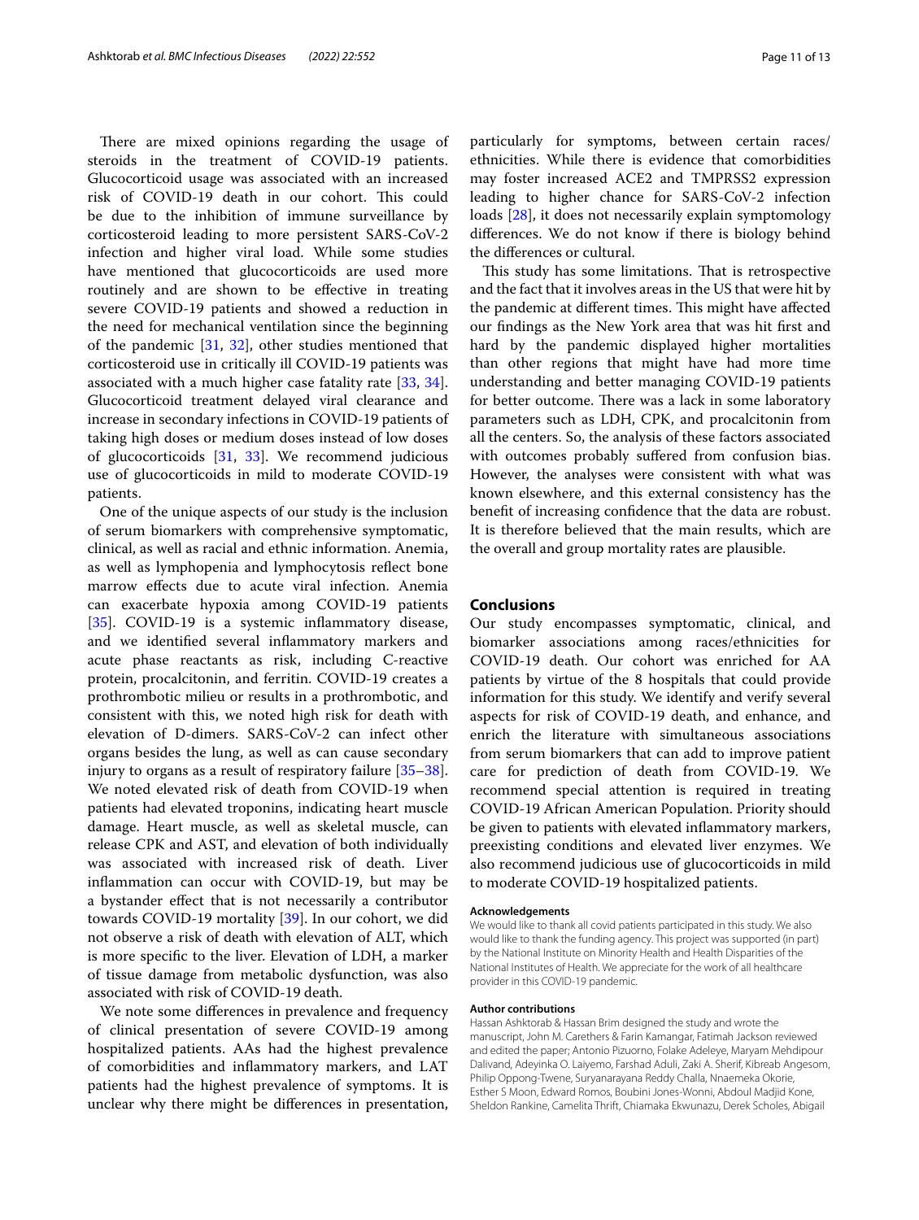There are mixed opinions regarding the usage of steroids in the treatment of COVID-19 patients. Glucocorticoid usage was associated with an increased risk of COVID-19 death in our cohort. This could be due to the inhibition of immune surveillance by corticosteroid leading to more persistent SARS-CoV-2 infection and higher viral load. While some studies have mentioned that glucocorticoids are used more routinely and are shown to be effective in treating severe COVID-19 patients and showed a reduction in the need for mechanical ventilation since the beginning of the pandemic [31, 32], other studies mentioned that corticosteroid use in critically ill COVID-19 patients was associated with a much higher case fatality rate [33, 34]. Glucocorticoid treatment delayed viral clearance and increase in secondary infections in COVID-19 patients of taking high doses or medium doses instead of low doses of glucocorticoids [31, 33]. We recommend judicious use of glucocorticoids in mild to moderate COVID-19 patients.

One of the unique aspects of our study is the inclusion of serum biomarkers with comprehensive symptomatic, clinical, as well as racial and ethnic information. Anemia, as well as lymphopenia and lymphocytosis reflect bone marrow effects due to acute viral infection. Anemia can exacerbate hypoxia among COVID-19 patients [35]. COVID-19 is a systemic inflammatory disease, and we identified several inflammatory markers and acute phase reactants as risk, including C-reactive protein, procalcitonin, and ferritin. COVID-19 creates a prothrombotic milieu or results in a prothrombotic, and consistent with this, we noted high risk for death with elevation of D-dimers. SARS-CoV-2 can infect other organs besides the lung, as well as can cause secondary injury to organs as a result of respiratory failure [35–38]. We noted elevated risk of death from COVID-19 when patients had elevated troponins, indicating heart muscle damage. Heart muscle, as well as skeletal muscle, can release CPK and AST, and elevation of both individually was associated with increased risk of death. Liver inflammation can occur with COVID-19, but may be a bystander effect that is not necessarily a contributor towards COVID-19 mortality [39]. In our cohort, we did not observe a risk of death with elevation of ALT, which is more specific to the liver. Elevation of LDH, a marker of tissue damage from metabolic dysfunction, was also associated with risk of COVID-19 death.

We note some differences in prevalence and frequency of clinical presentation of severe COVID-19 among hospitalized patients. AAs had the highest prevalence of comorbidities and inflammatory markers, and LAT patients had the highest prevalence of symptoms. It is unclear why there might be differences in presentation, particularly for symptoms, between certain races/ethnicities. While there is evidence that comorbidities may foster increased ACE2 and TMPRSS2 expression leading to higher chance for SARS-CoV-2 infection loads [28], it does not necessarily explain symptomology differences. We do not know if there is biology behind the differences or cultural.

This study has some limitations. That is retrospective and the fact that it involves areas in the US that were hit by the pandemic at different times. This might have affected our findings as the New York area that was hit first and hard by the pandemic displayed higher mortalities than other regions that might have had more time understanding and better managing COVID-19 patients for better outcome. There was a lack in some laboratory parameters such as LDH, CPK, and procalcitonin from all the centers. So, the analysis of these factors associated with outcomes probably suffered from confusion bias. However, the analyses were consistent with what was known elsewhere, and this external consistency has the benefit of increasing confidence that the data are robust. It is therefore believed that the main results, which are the overall and group mortality rates are plausible.

## Conclusions

Our study encompasses symptomatic, clinical, and biomarker associations among races/ethnicities for COVID-19 death. Our cohort was enriched for AA patients by virtue of the 8 hospitals that could provide information for this study. We identify and verify several aspects for risk of COVID-19 death, and enhance, and enrich the literature with simultaneous associations from serum biomarkers that can add to improve patient care for prediction of death from COVID-19. We recommend special attention is required in treating COVID-19 African American Population. Priority should be given to patients with elevated inflammatory markers, preexisting conditions and elevated liver enzymes. We also recommend judicious use of glucocorticoids in mild to moderate COVID-19 hospitalized patients.

#### Acknowledgements

We would like to thank all covid patients participated in this study. We also would like to thank the funding agency. This project was supported (in part) by the National Institute on Minority Health and Health Disparities of the National Institutes of Health. We appreciate for the work of all healthcare provider in this COVID-19 pandemic.

#### Author contributions

Hassan Ashktorab & Hassan Brim designed the study and wrote the manuscript, John M. Carethers & Farin Kamangar, Fatimah Jackson reviewed and edited the paper; Antonio Pizuorno, Folake Adeleye, Maryam Mehdipour Dalivand, Adeyinka O. Laiyemo, Farshad Aduli, Zaki A. Sherif, Kibreab Angesom, Philip Oppong-Twene, Suryanarayana Reddy Challa, Nnaemeka Okorie, Esther S Moon, Edward Romos, Boubini Jones-Wonni, Abdoul Madjid Kone, Sheldon Rankine, Camelita Thrift, Chiamaka Ekwunazu, Derek Scholes, Abigail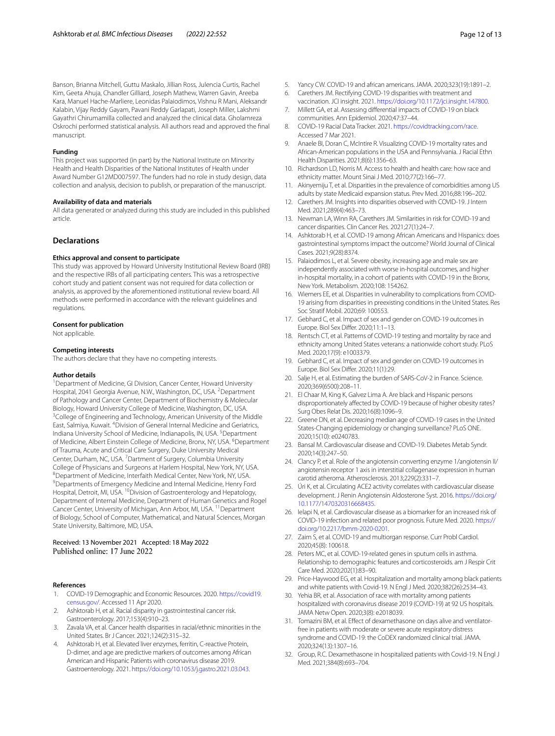Banson, Brianna Mitchell, Guttu Maskalo, Jillian Ross, Julencia Curtis, Rachel Kim, Geeta Ahuja, Chandler Gilliard, Joseph Mathew, Warren Gavin, Areeba Kara, Manuel Hache-Marliere, Leonidas Palaiodimos, Vishnu R Mani, Aleksandr Kalabin, Vijay Reddy Gayam, Pavani Reddy Garlapati, Joseph Miller, Lakshmi Gayathri Chirumamilla collected and analyzed the clinical data. Gholamreza Oskrochi performed statistical analysis. All authors read and approved the final manuscript.

#### Funding

This project was supported (in part) by the National Institute on Minority Health and Health Disparities of the National Institutes of Health under Award Number G12MD007597. The funders had no role in study design, data collection and analysis, decision to publish, or preparation of the manuscript.

#### Availability of data and materials

All data generated or analyzed during this study are included in this published article.

## Declarations

#### Ethics approval and consent to participate

This study was approved by Howard University Institutional Review Board (IRB) and the respective IRBs of all participating centers. This was a retrospective cohort study and patient consent was not required for data collection or analysis, as approved by the aforementioned institutional review board. All methods were performed in accordance with the relevant guidelines and regulations.

#### Consent for publication

Not applicable.

#### Competing interests

The authors declare that they have no competing interests.

#### Author details

[1]Department of Medicine, GI Division, Cancer Center, Howard University Hospital, 2041 Georgia Avenue, N.W., Washington, DC, USA. [2]Department of Pathology and Cancer Center, Department of Biochemistry & Molecular Biology, Howard University College of Medicine, Washington, DC, USA. [3]College of Engineering and Technology, American University of the Middle East, Salmiya, Kuwait. [4]Division of General Internal Medicine and Geriatrics, Indiana University School of Medicine, Indianapolis, IN, USA. [5]Department of Medicine, Albert Einstein College of Medicine, Bronx, NY, USA. [6]Department of Trauma, Acute and Critical Care Surgery, Duke University Medical Center, Durham, NC, USA. [7]Dartment of Surgery, Columbia University College of Physicians and Surgeons at Harlem Hospital, New York, NY, USA. [8]Department of Medicine, Interfaith Medical Center, New York, NY, USA. [9]Departments of Emergency Medicine and Internal Medicine, Henry Ford Hospital, Detroit, MI, USA. [10]Division of Gastroenterology and Hepatology, Department of Internal Medicine, Department of Human Genetics and Rogel Cancer Center, University of Michigan, Ann Arbor, MI, USA. [11]Department of Biology, School of Computer, Mathematical, and Natural Sciences, Morgan State University, Baltimore, MD, USA.

Received: 13 November 2021 Accepted: 18 May 2022
Published online: 17 June 2022

#### References

1. COVID-19 Demographic and Economic Resources. 2020. https://covid19.census.gov/. Accessed 11 Apr 2020.
2. Ashktorab H, et al. Racial disparity in gastrointestinal cancer risk. Gastroenterology. 2017;153(4):910–23.
3. Zavala VA, et al. Cancer health disparities in racial/ethnic minorities in the United States. Br J Cancer. 2021;124(2):315–32.
4. Ashktorab H, et al. Elevated liver enzymes, ferritin, C-reactive Protein, D-dimer, and age are predictive markers of outcomes among African American and Hispanic Patients with coronavirus disease 2019. Gastroenterology. 2021. https://doi.org/10.1053/j.gastro.2021.03.043.
5. Yancy CW. COVID-19 and african americans. JAMA. 2020;323(19):1891–2.
6. Carethers JM. Rectifying COVID-19 disparities with treatment and vaccination. JCI insight. 2021. https://doi.org/10.1172/jci.insight.147800.
7. Millett GA, et al. Assessing differential impacts of COVID-19 on black communities. Ann Epidemiol. 2020;47:37–44.
8. COVID-19 Racial Data Tracker. 2021. https://covidtracking.com/race. Accessed 7 Mar 2021.
9. Anaele BI, Doran C, McIntire R. Visualizing COVID-19 mortality rates and African-American populations in the USA and Pennsylvania. J Racial Ethn Health Disparities. 2021;8(6):1356–63.
10. Richardson LD, Norris M. Access to health and health care: how race and ethnicity matter. Mount Sinai J Med. 2010;77(2):166–77.
11. Akinyemiju T, et al. Disparities in the prevalence of comorbidities among US adults by state Medicaid expansion status. Prev Med. 2016;88:196–202.
12. Carethers JM. Insights into disparities observed with COVID-19. J Intern Med. 2021;289(4):463–73.
13. Newman LA, Winn RA, Carethers JM. Similarities in risk for COVID-19 and cancer disparities. Clin Cancer Res. 2021;27(1):24–7.
14. Ashktorab H, et al. COVID-19 among African Americans and Hispanics: does gastrointestinal symptoms impact the outcome? World Journal of Clinical Cases. 2021;9(28):8374.
15. Palaiodimos L, et al. Severe obesity, increasing age and male sex are independently associated with worse in-hospital outcomes, and higher in-hospital mortality, in a cohort of patients with COVID-19 in the Bronx, New York. Metabolism. 2020;108: 154262.
16. Wiemers EE, et al. Disparities in vulnerability to complications from COVID-19 arising from disparities in preexisting conditions in the United States. Res Soc Stratif Mobil. 2020;69: 100553.
17. Gebhard C, et al. Impact of sex and gender on COVID-19 outcomes in Europe. Biol Sex Differ. 2020;11:1–13.
18. Rentsch CT, et al. Patterns of COVID-19 testing and mortality by race and ethnicity among United States veterans: a nationwide cohort study. PLoS Med. 2020;17(9): e1003379.
19. Gebhard C, et al. Impact of sex and gender on COVID-19 outcomes in Europe. Biol Sex Differ. 2020;11(1):29.
20. Salje H, et al. Estimating the burden of SARS-CoV-2 in France. Science. 2020;369(6500):208–11.
21. El Chaar M, King K, Galvez Lima A. Are black and Hispanic persons disproportionately affected by COVID-19 because of higher obesity rates? Surg Obes Relat Dis. 2020;16(8):1096–9.
22. Greene DN, et al. Decreasing median age of COVID-19 cases in the United States-Changing epidemiology or changing surveillance? PLoS ONE. 2020;15(10): e0240783.
23. Bansal M. Cardiovascular disease and COVID-19. Diabetes Metab Syndr. 2020;14(3):247–50.
24. Clancy P, et al. Role of the angiotensin converting enzyme 1/angiotensin II/ angiotensin receptor 1 axis in interstitial collagenase expression in human carotid atheroma. Atherosclerosis. 2013;229(2):331–7.
25. Úri K, et al. Circulating ACE2 activity correlates with cardiovascular disease development. J Renin Angiotensin Aldosterone Syst. 2016. https://doi.org/10.1177/1470320316668435.
26. Ielapi N, et al. Cardiovascular disease as a biomarker for an increased risk of COVID-19 infection and related poor prognosis. Future Med. 2020. https://doi.org/10.2217/bmm-2020-0201.
27. Zaim S, et al. COVID-19 and multiorgan response. Curr Probl Cardiol. 2020;45(8): 100618.
28. Peters MC, et al. COVID-19-related genes in sputum cells in asthma. Relationship to demographic features and corticosteroids. am J Respir Crit Care Med. 2020;202(1):83–90.
29. Price-Haywood EG, et al. Hospitalization and mortality among black patients and white patients with Covid-19. N Engl J Med. 2020;382(26):2534–43.
30. Yehia BR, et al. Association of race with mortality among patients hospitalized with coronavirus disease 2019 (COVID-19) at 92 US hospitals. JAMA Netw Open. 2020;3(8): e2018039.
31. Tomazini BM, et al. Effect of dexamethasone on days alive and ventilator-free in patients with moderate or severe acute respiratory distress syndrome and COVID-19: the CoDEX randomized clinical trial. JAMA. 2020;324(13):1307–16.
32. Group, R.C. Dexamethasone in hospitalized patients with Covid-19. N Engl J Med. 2021;384(8):693–704.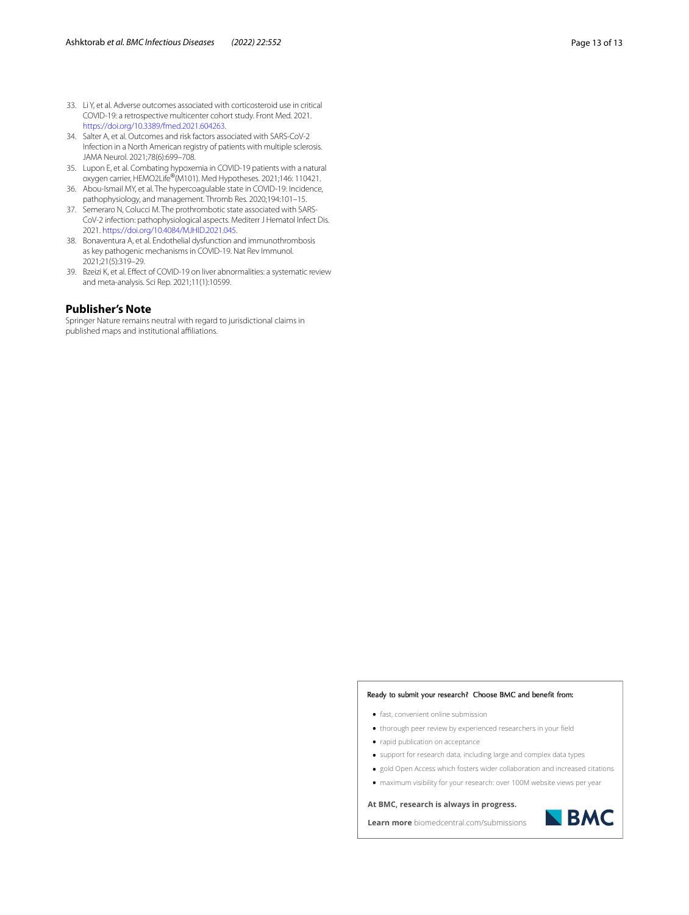33. Li Y, et al. Adverse outcomes associated with corticosteroid use in critical COVID-19: a retrospective multicenter cohort study. Front Med. 2021. https://doi.org/10.3389/fmed.2021.604263.
34. Salter A, et al. Outcomes and risk factors associated with SARS-CoV-2 Infection in a North American registry of patients with multiple sclerosis. JAMA Neurol. 2021;78(6):699–708.
35. Lupon E, et al. Combating hypoxemia in COVID-19 patients with a natural oxygen carrier, HEMO2Life®(M101). Med Hypotheses. 2021;146: 110421.
36. Abou-Ismail MY, et al. The hypercoagulable state in COVID-19: Incidence, pathophysiology, and management. Thromb Res. 2020;194:101–15.
37. Semeraro N, Colucci M. The prothrombotic state associated with SARS-CoV-2 infection: pathophysiological aspects. Mediterr J Hematol Infect Dis. 2021. https://doi.org/10.4084/MJHID.2021.045.
38. Bonaventura A, et al. Endothelial dysfunction and immunothrombosis as key pathogenic mechanisms in COVID-19. Nat Rev Immunol. 2021;21(5):319–29.
39. Bzeizi K, et al. Effect of COVID-19 on liver abnormalities: a systematic review and meta-analysis. Sci Rep. 2021;11(1):10599.

## Publisher's Note

Springer Nature remains neutral with regard to jurisdictional claims in published maps and institutional affiliations.

Ready to submit your research? Choose BMC and benefit from:

- fast, convenient online submission
- thorough peer review by experienced researchers in your field
- rapid publication on acceptance
- support for research data, including large and complex data types
- gold Open Access which fosters wider collaboration and increased citations
- maximum visibility for your research: over 100M website views per year

**At BMC, research is always in progress.**

**Learn more** biomedcentral.com/submissions

BMC